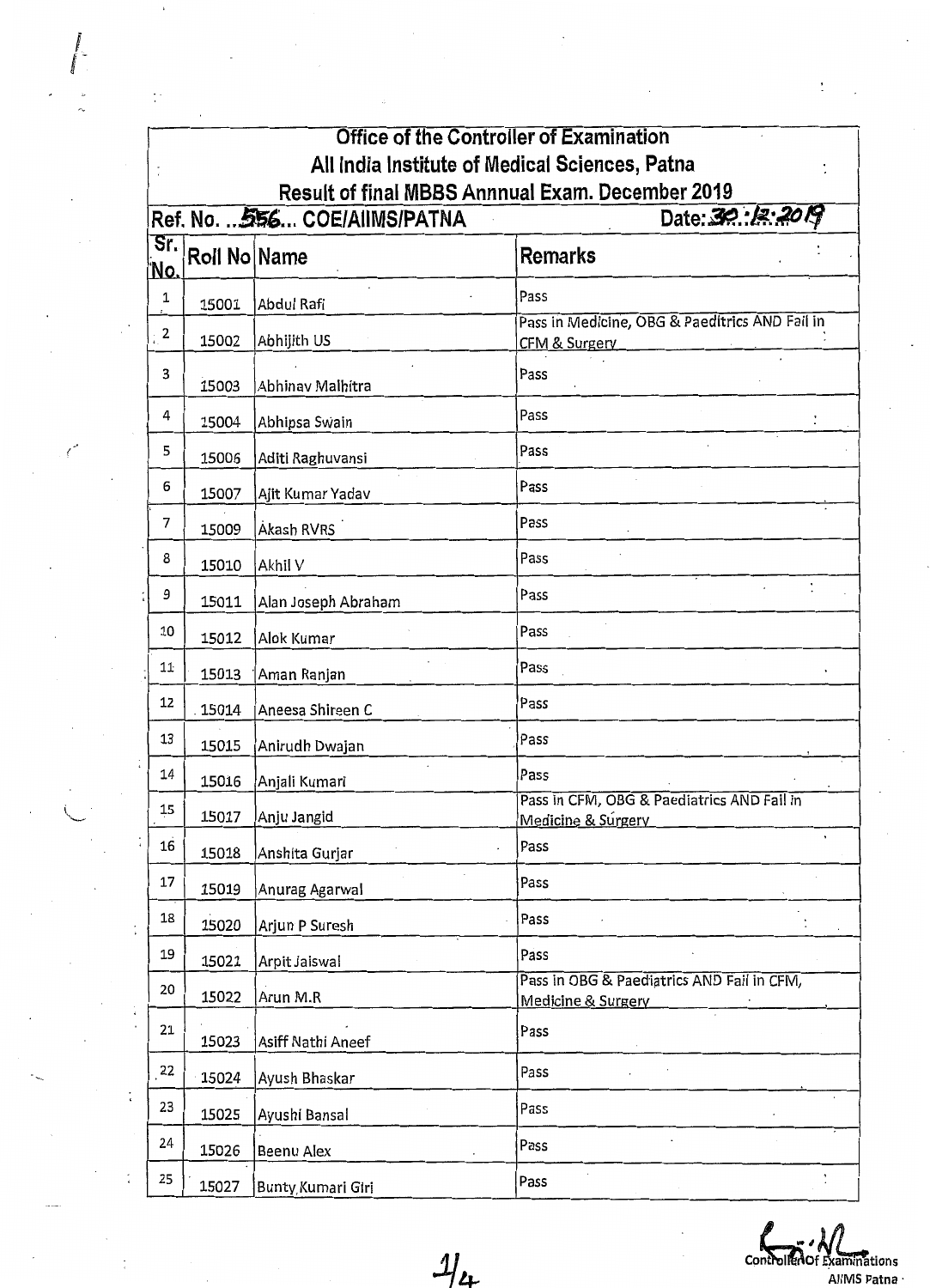# Office of the Controller of Examination

## All India Institute of Medical Sciences, Patna

### Result of final MBBS Annnual Exam. December 2019

Ref. No. ...556... COE/AIIMS/PATNA

Date: 30.12.2019

| Sr. No. | Roll No | Name | Remarks |
|---|---|---|---|
| 1 | 15001 | Abdul Rafi | Pass |
| 2 | 15002 | Abhijith US | Pass in Medicine, OBG & Paeditrics AND Fail in CFM & Surgery |
| 3 | 15003 | Abhinav Malhitra | Pass |
| 4 | 15004 | Abhipsa Swain | Pass |
| 5 | 15006 | Aditi Raghuvansi | Pass |
| 6 | 15007 | Ajit Kumar Yadav | Pass |
| 7 | 15009 | Akash RVRS | Pass |
| 8 | 15010 | Akhil V | Pass |
| 9 | 15011 | Alan Joseph Abraham | Pass |
| 10 | 15012 | Alok Kumar | Pass |
| 11 | 15013 | Aman Ranjan | Pass |
| 12 | 15014 | Aneesa Shireen C | Pass |
| 13 | 15015 | Anirudh Dwajan | Pass |
| 14 | 15016 | Anjali Kumari | Pass |
| 15 | 15017 | Anju Jangid | Pass in CFM, OBG & Paediatrics AND Fail in Medicine & Surgery |
| 16 | 15018 | Anshita Gurjar | Pass |
| 17 | 15019 | Anurag Agarwal | Pass |
| 18 | 15020 | Arjun P Suresh | Pass |
| 19 | 15021 | Arpit Jaiswal | Pass |
| 20 | 15022 | Arun M.R | Pass in OBG & Paediatrics AND Fail in CFM, Medicine & Surgery |
| 21 | 15023 | Asiff Nathi Aneef | Pass |
| 22 | 15024 | Ayush Bhaskar | Pass |
| 23 | 15025 | Ayushi Bansal | Pass |
| 24 | 15026 | Beenu Alex | Pass |
| 25 | 15027 | Bunty Kumari Giri | Pass |

Controller Of Examinations
AIIMS Patna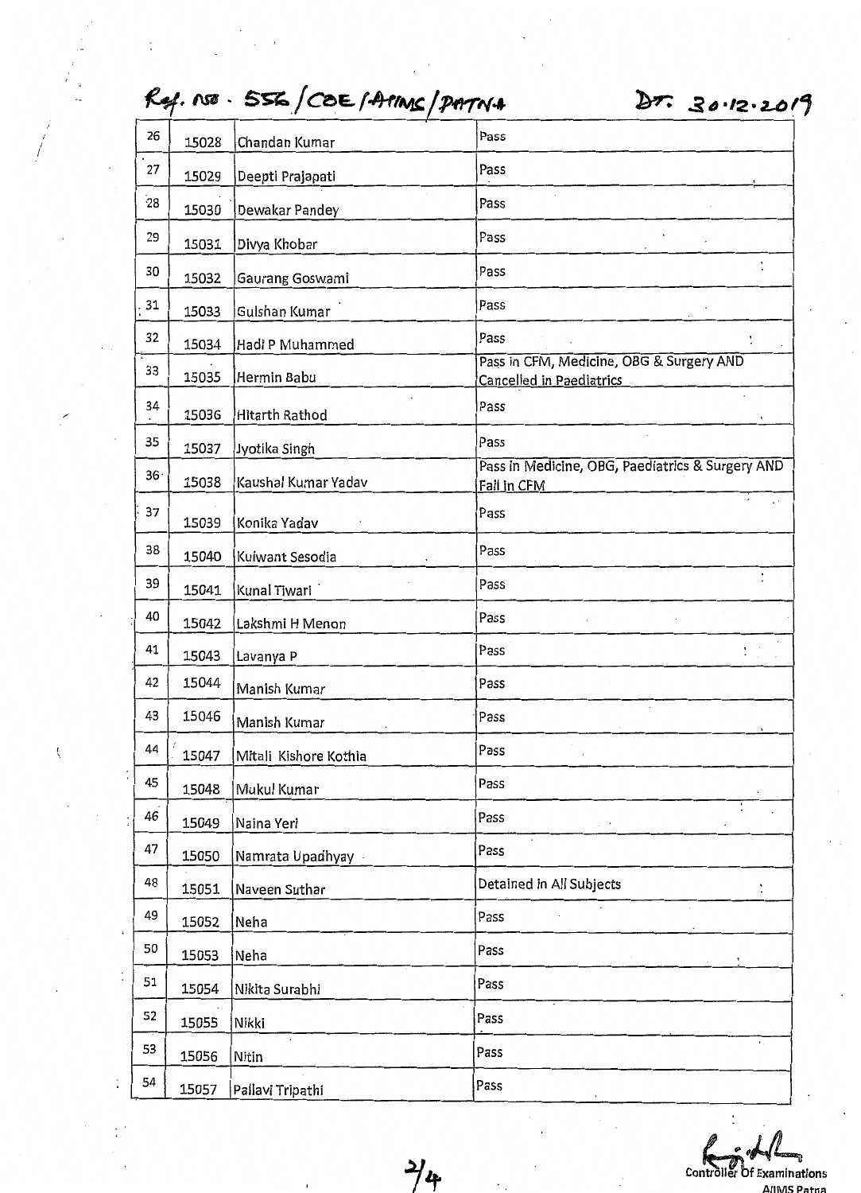Ref. no. 556/COE/AIIMS/PATNA    DT. 30.12.2019

| 26 | 15028 | Chandan Kumar | Pass |
|---|---|---|---|
| 27 | 15029 | Deepti Prajapati | Pass |
| 28 | 15030 | Dewakar Pandey | Pass |
| 29 | 15031 | Divya Khobar | Pass |
| 30 | 15032 | Gaurang Goswami | Pass |
| 31 | 15033 | Gulshan Kumar | Pass |
| 32 | 15034 | Hadi P Muhammed | Pass |
| 33 | 15035 | Hermin Babu | Pass in CFM, Medicine, OBG & Surgery AND Cancelled in Paediatrics |
| 34 | 15036 | Hitarth Rathod | Pass |
| 35 | 15037 | Jyotika Singh | Pass |
| 36 | 15038 | Kaushal Kumar Yadav | Pass in Medicine, OBG, Paediatrics & Surgery AND Fail in CFM |
| 37 | 15039 | Konika Yadav | Pass |
| 38 | 15040 | Kulwant Sesodia | Pass |
| 39 | 15041 | Kunal Tiwari | Pass |
| 40 | 15042 | Lakshmi H Menon | Pass |
| 41 | 15043 | Lavanya P | Pass |
| 42 | 15044 | Manish Kumar | Pass |
| 43 | 15046 | Manish Kumar | Pass |
| 44 | 15047 | Mitali Kishore Kothia | Pass |
| 45 | 15048 | Mukul Kumar | Pass |
| 46 | 15049 | Naina Yeri | Pass |
| 47 | 15050 | Namrata Upadhyay | Pass |
| 48 | 15051 | Naveen Suthar | Detained in All Subjects |
| 49 | 15052 | Neha | Pass |
| 50 | 15053 | Neha | Pass |
| 51 | 15054 | Nikita Surabhi | Pass |
| 52 | 15055 | Nikki | Pass |
| 53 | 15056 | Nitin | Pass |
| 54 | 15057 | Pallavi Tripathi | Pass |

Controller Of Examinations
AIIMS Patna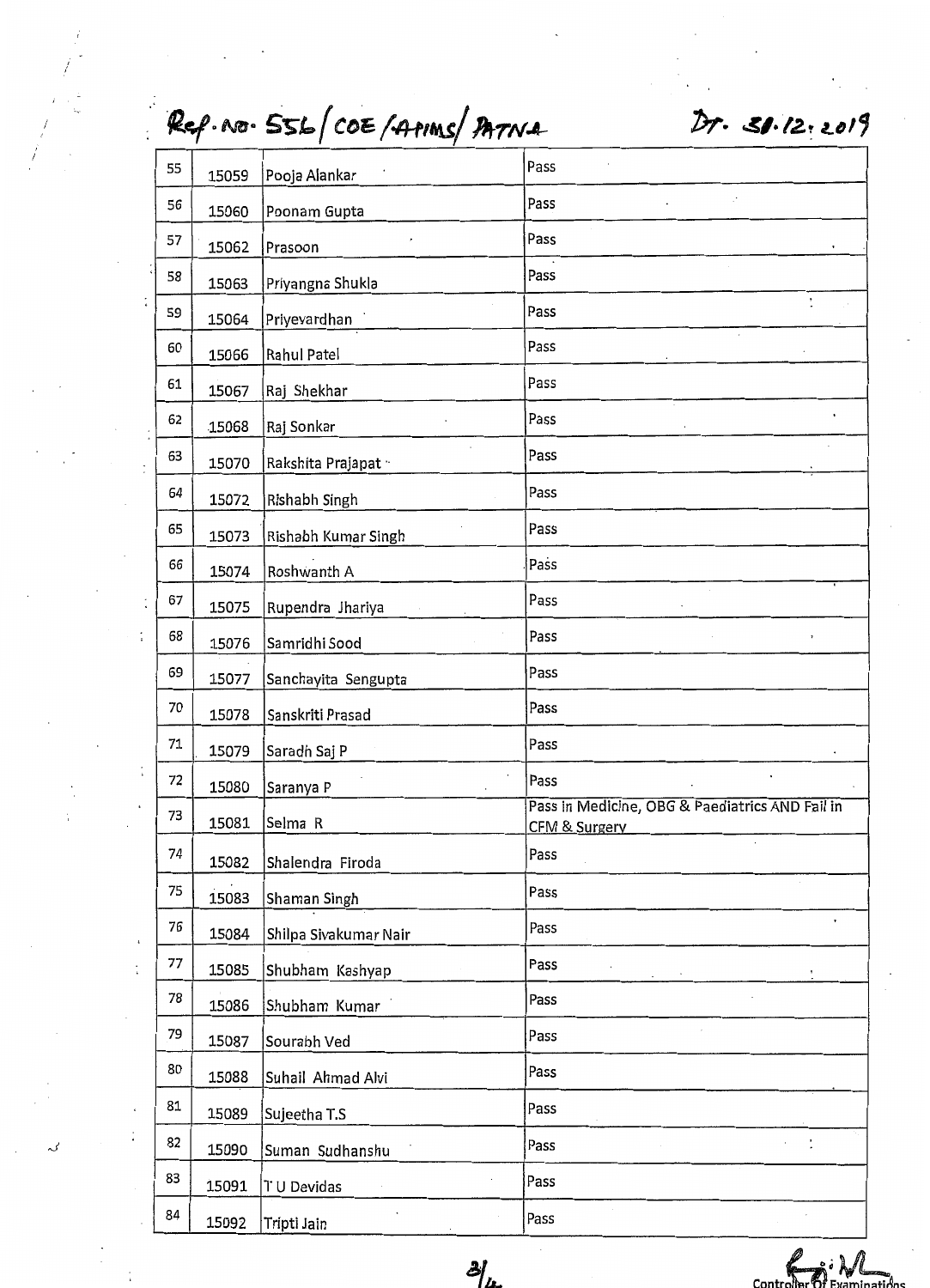Ref. No. 556/COE/AIIMS/PATNA Dt. 31.12.2019

| | | | |
|---|---|---|---|
| 55 | 15059 | Pooja Alankar | Pass |
| 56 | 15060 | Poonam Gupta | Pass |
| 57 | 15062 | Prasoon | Pass |
| 58 | 15063 | Priyangna Shukla | Pass |
| 59 | 15064 | Priyevardhan | Pass |
| 60 | 15066 | Rahul Patel | Pass |
| 61 | 15067 | Raj Shekhar | Pass |
| 62 | 15068 | Raj Sonkar | Pass |
| 63 | 15070 | Rakshita Prajapat | Pass |
| 64 | 15072 | Rishabh Singh | Pass |
| 65 | 15073 | Rishabh Kumar Singh | Pass |
| 66 | 15074 | Roshwanth A | Pass |
| 67 | 15075 | Rupendra Jhariya | Pass |
| 68 | 15076 | Samridhi Sood | Pass |
| 69 | 15077 | Sanchayita Sengupta | Pass |
| 70 | 15078 | Sanskriti Prasad | Pass |
| 71 | 15079 | Saradh Saj P | Pass |
| 72 | 15080 | Saranya P | Pass |
| 73 | 15081 | Selma R | Pass in Medicine, OBG & Paediatrics AND Fail in CFM & Surgery |
| 74 | 15082 | Shalendra Firoda | Pass |
| 75 | 15083 | Shaman Singh | Pass |
| 76 | 15084 | Shilpa Sivakumar Nair | Pass |
| 77 | 15085 | Shubham Kashyap | Pass |
| 78 | 15086 | Shubham Kumar | Pass |
| 79 | 15087 | Sourabh Ved | Pass |
| 80 | 15088 | Suhail Ahmad Alvi | Pass |
| 81 | 15089 | Sujeetha T.S | Pass |
| 82 | 15090 | Suman Sudhanshu | Pass |
| 83 | 15091 | T U Devidas | Pass |
| 84 | 15092 | Tripti Jain | Pass |

Controller Of Examinations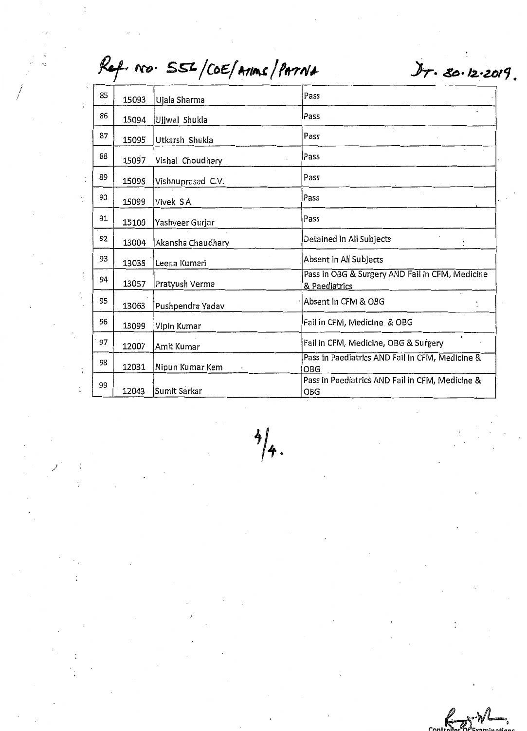Ref. No. 552/COE/AIIMS/PATNA    Dt. 30.12.2019.

| | | | |
|---|---|---|---|
| 85 | 15093 | Ujala Sharma | Pass |
| 86 | 15094 | Ujjwal Shukla | Pass |
| 87 | 15095 | Utkarsh Shukla | Pass |
| 88 | 15097 | Vishal Choudhary | Pass |
| 89 | 15098 | Vishnuprasad C.V. | Pass |
| 90 | 15099 | Vivek S A | Pass |
| 91 | 15100 | Yashveer Gurjar | Pass |
| 92 | 13004 | Akansha Chaudhary | Detained in All Subjects |
| 93 | 13038 | Leena Kumari | Absent in All Subjects |
| 94 | 13057 | Pratyush Verma | Pass in OBG & Surgery AND Fail in CFM, Medicine & Paediatrics |
| 95 | 13063 | Pushpendra Yadav | Absent in CFM & OBG |
| 96 | 13099 | Vipin Kumar | Fail in CFM, Medicine & OBG |
| 97 | 12007 | Amit Kumar | Fail in CFM, Medicine, OBG & Surgery |
| 98 | 12031 | Nipun Kumar Kem | Pass in Paediatrics AND Fail in CFM, Medicine & OBG |
| 99 | 12043 | Sumit Sarkar | Pass in Paediatrics AND Fail in CFM, Medicine & OBG |

Controller Of Examinations